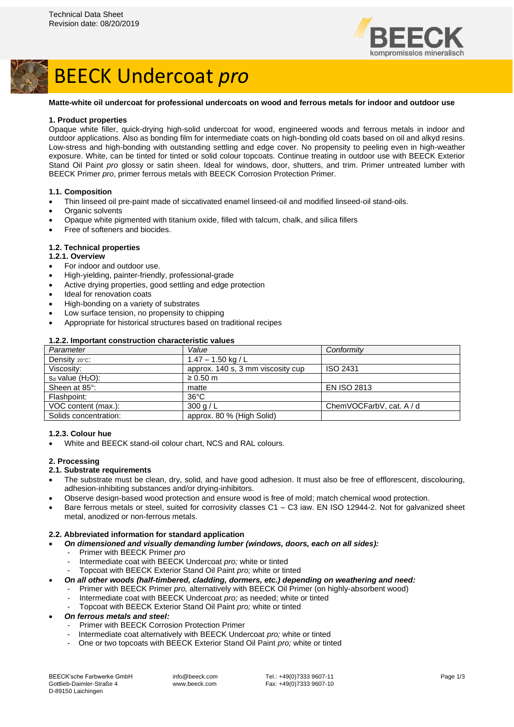Technical Data Sheet
Revision date: 08/20/2019

# BEECK Undercoat *pro*

**Matte-white oil undercoat for professional undercoats on wood and ferrous metals for indoor and outdoor use**

### 1. Product properties

Opaque white filler, quick-drying high-solid undercoat for wood, engineered woods and ferrous metals in indoor and outdoor applications. Also as bonding film for intermediate coats on high-bonding old coats based on oil and alkyd resins. Low-stress and high-bonding with outstanding settling and edge cover. No propensity to peeling even in high-weather exposure. White, can be tinted for tinted or solid colour topcoats. Continue treating in outdoor use with BEECK Exterior Stand Oil Paint *pro* glossy or satin sheen. Ideal for windows, door, shutters, and trim. Primer untreated lumber with BEECK Primer *pro*, primer ferrous metals with BEECK Corrosion Protection Primer.

### 1.1. Composition

- Thin linseed oil pre-paint made of siccativated enamel linseed-oil and modified linseed-oil stand-oils.
- Organic solvents
- Opaque white pigmented with titanium oxide, filled with talcum, chalk, and silica fillers
- Free of softeners and biocides.

### 1.2. Technical properties

#### 1.2.1. Overview

- For indoor and outdoor use.
- High-yielding, painter-friendly, professional-grade
- Active drying properties, good settling and edge protection
- Ideal for renovation coats
- High-bonding on a variety of substrates
- Low surface tension, no propensity to chipping
- Appropriate for historical structures based on traditional recipes

#### 1.2.2. Important construction characteristic values

| *Parameter* | *Value* | *Conformity* |
|---|---|---|
| Density $_{20°C}$: | 1.47 – 1.50 kg / L | |
| Viscosity: | approx. 140 s, 3 mm viscosity cup | ISO 2431 |
| $s_d$ value ($H_2O$): | ≥ 0.50 m | |
| Sheen at 85°: | matte | EN ISO 2813 |
| Flashpoint: | 36°C | |
| VOC content (max.): | 300 g / L | ChemVOCFarbV, cat. A / d |
| Solids concentration: | approx. 80 % (High Solid) | |

#### 1.2.3. Colour hue

- White and BEECK stand-oil colour chart, NCS and RAL colours.

### 2. Processing

#### 2.1. Substrate requirements

- The substrate must be clean, dry, solid, and have good adhesion. It must also be free of efflorescent, discolouring, adhesion-inhibiting substances and/or drying-inhibitors.
- Observe design-based wood protection and ensure wood is free of mold; match chemical wood protection.
- Bare ferrous metals or steel, suited for corrosivity classes C1 – C3 iaw. EN ISO 12944-2. Not for galvanized sheet metal, anodized or non-ferrous metals.

#### 2.2. Abbreviated information for standard application

- ***On dimensioned and visually demanding lumber (windows, doors, each on all sides):***
  - Primer with BEECK Primer *pro*
  - Intermediate coat with BEECK Undercoat *pro;* white or tinted
  - Topcoat with BEECK Exterior Stand Oil Paint *pro;* white or tinted
- ***On all other woods (half-timbered, cladding, dormers, etc.) depending on weathering and need:***
  - Primer with BEECK Primer *pro,* alternatively with BEECK Oil Primer (on highly-absorbent wood)
  - Intermediate coat with BEECK Undercoat *pro;* as needed; white or tinted
  - Topcoat with BEECK Exterior Stand Oil Paint *pro;* white or tinted
- ***On ferrous metals and steel:***
  - Primer with BEECK Corrosion Protection Primer
  - Intermediate coat alternatively with BEECK Undercoat *pro;* white or tinted
  - One or two topcoats with BEECK Exterior Stand Oil Paint *pro;* white or tinted

BEECK'sche Farbwerke GmbH
Gottlieb-Daimler-Straße 4
D-89150 Laichingen

info@beeck.com
www.beeck.com

Tel.: +49(0)7333 9607-11
Fax: +49(0)7333 9607-10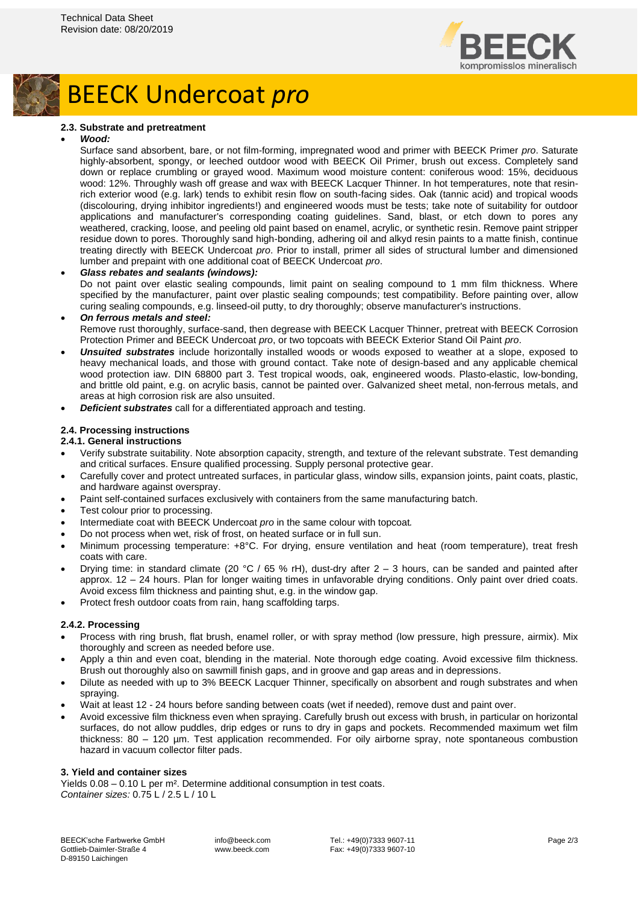# BEECK Undercoat *pro*

### 2.3. Substrate and pretreatment

- ***Wood:***
  Surface sand absorbent, bare, or not film-forming, impregnated wood and primer with BEECK Primer *pro*. Saturate highly-absorbent, spongy, or leeched outdoor wood with BEECK Oil Primer, brush out excess. Completely sand down or replace crumbling or grayed wood. Maximum wood moisture content: coniferous wood: 15%, deciduous wood: 12%. Throughly wash off grease and wax with BEECK Lacquer Thinner. In hot temperatures, note that resin-rich exterior wood (e.g. lark) tends to exhibit resin flow on south-facing sides. Oak (tannic acid) and tropical woods (discolouring, drying inhibitor ingredients!) and engineered woods must be tests; take note of suitability for outdoor applications and manufacturer's corresponding coating guidelines. Sand, blast, or etch down to pores any weathered, cracking, loose, and peeling old paint based on enamel, acrylic, or synthetic resin. Remove paint stripper residue down to pores. Thoroughly sand high-bonding, adhering oil and alkyd resin paints to a matte finish, continue treating directly with BEECK Undercoat *pro*. Prior to install, primer all sides of structural lumber and dimensioned lumber and prepaint with one additional coat of BEECK Undercoat *pro*.
- ***Glass rebates and sealants (windows):***
  Do not paint over elastic sealing compounds, limit paint on sealing compound to 1 mm film thickness. Where specified by the manufacturer, paint over plastic sealing compounds; test compatibility. Before painting over, allow curing sealing compounds, e.g. linseed-oil putty, to dry thoroughly; observe manufacturer's instructions.
- ***On ferrous metals and steel:***
  Remove rust thoroughly, surface-sand, then degrease with BEECK Lacquer Thinner, pretreat with BEECK Corrosion Protection Primer and BEECK Undercoat *pro*, or two topcoats with BEECK Exterior Stand Oil Paint *pro*.
- ***Unsuited substrates*** include horizontally installed woods or woods exposed to weather at a slope, exposed to heavy mechanical loads, and those with ground contact. Take note of design-based and any applicable chemical wood protection iaw. DIN 68800 part 3. Test tropical woods, oak, engineered woods. Plasto-elastic, low-bonding, and brittle old paint, e.g. on acrylic basis, cannot be painted over. Galvanized sheet metal, non-ferrous metals, and areas at high corrosion risk are also unsuited.
- ***Deficient substrates*** call for a differentiated approach and testing.

### 2.4. Processing instructions

#### 2.4.1. General instructions

- Verify substrate suitability. Note absorption capacity, strength, and texture of the relevant substrate. Test demanding and critical surfaces. Ensure qualified processing. Supply personal protective gear.
- Carefully cover and protect untreated surfaces, in particular glass, window sills, expansion joints, paint coats, plastic, and hardware against overspray.
- Paint self-contained surfaces exclusively with containers from the same manufacturing batch.
- Test colour prior to processing.
- Intermediate coat with BEECK Undercoat *pro* in the same colour with topcoat.
- Do not process when wet, risk of frost, on heated surface or in full sun.
- Minimum processing temperature: +8°C. For drying, ensure ventilation and heat (room temperature), treat fresh coats with care.
- Drying time: in standard climate (20 °C / 65 % rH), dust-dry after 2 – 3 hours, can be sanded and painted after approx. 12 – 24 hours. Plan for longer waiting times in unfavorable drying conditions. Only paint over dried coats. Avoid excess film thickness and painting shut, e.g. in the window gap.
- Protect fresh outdoor coats from rain, hang scaffolding tarps.

#### 2.4.2. Processing

- Process with ring brush, flat brush, enamel roller, or with spray method (low pressure, high pressure, airmix). Mix thoroughly and screen as needed before use.
- Apply a thin and even coat, blending in the material. Note thorough edge coating. Avoid excessive film thickness. Brush out thoroughly also on sawmill finish gaps, and in groove and gap areas and in depressions.
- Dilute as needed with up to 3% BEECK Lacquer Thinner, specifically on absorbent and rough substrates and when spraying.
- Wait at least 12 - 24 hours before sanding between coats (wet if needed), remove dust and paint over.
- Avoid excessive film thickness even when spraying. Carefully brush out excess with brush, in particular on horizontal surfaces, do not allow puddles, drip edges or runs to dry in gaps and pockets. Recommended maximum wet film thickness: 80 – 120 µm. Test application recommended. For oily airborne spray, note spontaneous combustion hazard in vacuum collector filter pads.

### 3. Yield and container sizes

Yields 0.08 – 0.10 L per m². Determine additional consumption in test coats.
*Container sizes:* 0.75 L / 2.5 L / 10 L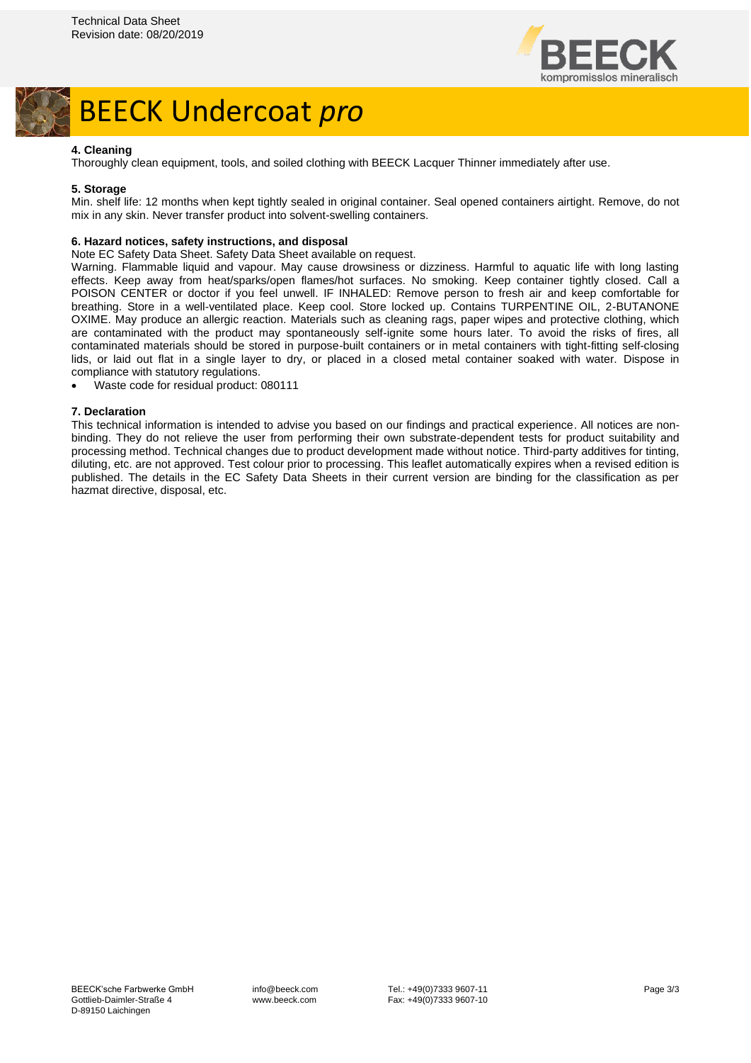# BEECK Undercoat *pro*

**4. Cleaning**

Thoroughly clean equipment, tools, and soiled clothing with BEECK Lacquer Thinner immediately after use.

**5. Storage**

Min. shelf life: 12 months when kept tightly sealed in original container. Seal opened containers airtight. Remove, do not mix in any skin. Never transfer product into solvent-swelling containers.

**6. Hazard notices, safety instructions, and disposal**

Note EC Safety Data Sheet. Safety Data Sheet available on request.

Warning. Flammable liquid and vapour. May cause drowsiness or dizziness. Harmful to aquatic life with long lasting effects. Keep away from heat/sparks/open flames/hot surfaces. No smoking. Keep container tightly closed. Call a POISON CENTER or doctor if you feel unwell. IF INHALED: Remove person to fresh air and keep comfortable for breathing. Store in a well-ventilated place. Keep cool. Store locked up. Contains TURPENTINE OIL, 2-BUTANONE OXIME. May produce an allergic reaction. Materials such as cleaning rags, paper wipes and protective clothing, which are contaminated with the product may spontaneously self-ignite some hours later. To avoid the risks of fires, all contaminated materials should be stored in purpose-built containers or in metal containers with tight-fitting self-closing lids, or laid out flat in a single layer to dry, or placed in a closed metal container soaked with water. Dispose in compliance with statutory regulations.

- Waste code for residual product: 080111

**7. Declaration**

This technical information is intended to advise you based on our findings and practical experience. All notices are non-binding. They do not relieve the user from performing their own substrate-dependent tests for product suitability and processing method. Technical changes due to product development made without notice. Third-party additives for tinting, diluting, etc. are not approved. Test colour prior to processing. This leaflet automatically expires when a revised edition is published. The details in the EC Safety Data Sheets in their current version are binding for the classification as per hazmat directive, disposal, etc.